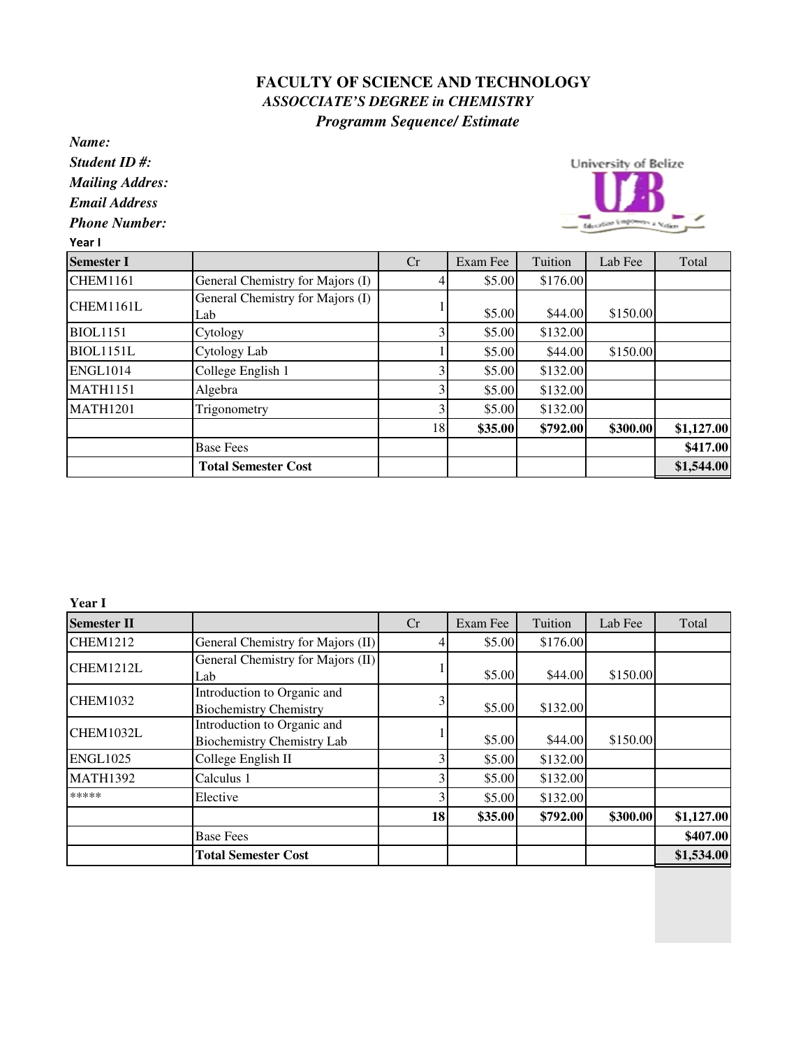# FACULTY OF SCIENCE AND TECHNOLOGY

## *ASSOCCIATE'S DEGREE in CHEMISTRY*

### *Programm Sequence/ Estimate*

***Name:***

***Student ID #:***

***Mailing Addres:***

***Email Address***

***Phone Number:***

University of Belize

**Year I**

| **Semester I** | | Cr | Exam Fee | Tuition | Lab Fee | Total |
|---|---|---|---|---|---|---|
| CHEM1161 | General Chemistry for Majors (I) | 4 | $5.00 | $176.00 | | |
| CHEM1161L | General Chemistry for Majors (I) Lab | 1 | $5.00 | $44.00 | $150.00 | |
| BIOL1151 | Cytology | 3 | $5.00 | $132.00 | | |
| BIOL1151L | Cytology Lab | 1 | $5.00 | $44.00 | $150.00 | |
| ENGL1014 | College English 1 | 3 | $5.00 | $132.00 | | |
| MATH1151 | Algebra | 3 | $5.00 | $132.00 | | |
| MATH1201 | Trigonometry | 3 | $5.00 | $132.00 | | |
| | | 18 | **$35.00** | **$792.00** | **$300.00** | **$1,127.00** |
| | Base Fees | | | | | **$417.00** |
| | **Total Semester Cost** | | | | | **$1,544.00** |

**Year I**

| **Semester II** | | Cr | Exam Fee | Tuition | Lab Fee | Total |
|---|---|---|---|---|---|---|
| CHEM1212 | General Chemistry for Majors (II) | 4 | $5.00 | $176.00 | | |
| CHEM1212L | General Chemistry for Majors (II) Lab | 1 | $5.00 | $44.00 | $150.00 | |
| CHEM1032 | Introduction to Organic and Biochemistry Chemistry | 3 | $5.00 | $132.00 | | |
| CHEM1032L | Introduction to Organic and Biochemistry Chemistry Lab | 1 | $5.00 | $44.00 | $150.00 | |
| ENGL1025 | College English II | 3 | $5.00 | $132.00 | | |
| MATH1392 | Calculus 1 | 3 | $5.00 | $132.00 | | |
| ***** | Elective | 3 | $5.00 | $132.00 | | |
| | | **18** | **$35.00** | **$792.00** | **$300.00** | **$1,127.00** |
| | Base Fees | | | | | **$407.00** |
| | **Total Semester Cost** | | | | | **$1,534.00** |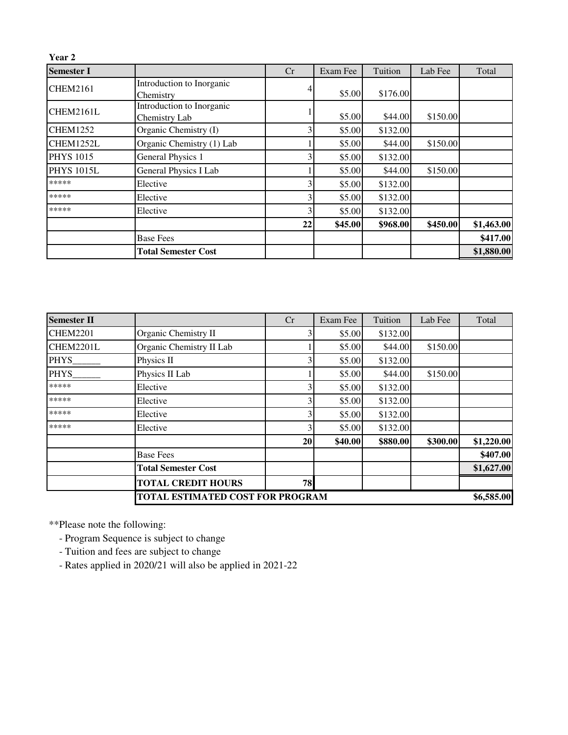**Year 2**

| Semester I | | Cr | Exam Fee | Tuition | Lab Fee | Total |
|---|---|---|---|---|---|---|
| CHEM2161 | Introduction to Inorganic Chemistry | 4 | $5.00 | $176.00 | | |
| CHEM2161L | Introduction to Inorganic Chemistry Lab | 1 | $5.00 | $44.00 | $150.00 | |
| CHEM1252 | Organic Chemistry (I) | 3 | $5.00 | $132.00 | | |
| CHEM1252L | Organic Chemistry (1) Lab | 1 | $5.00 | $44.00 | $150.00 | |
| PHYS 1015 | General Physics 1 | 3 | $5.00 | $132.00 | | |
| PHYS 1015L | General Physics I Lab | 1 | $5.00 | $44.00 | $150.00 | |
| ***** | Elective | 3 | $5.00 | $132.00 | | |
| ***** | Elective | 3 | $5.00 | $132.00 | | |
| ***** | Elective | 3 | $5.00 | $132.00 | | |
| | | **22** | **$45.00** | **$968.00** | **$450.00** | **$1,463.00** |
| | Base Fees | | | | | **$417.00** |
| | **Total Semester Cost** | | | | | **$1,880.00** |

| Semester II | | Cr | Exam Fee | Tuition | Lab Fee | Total |
|---|---|---|---|---|---|---|
| CHEM2201 | Organic Chemistry II | 3 | $5.00 | $132.00 | | |
| CHEM2201L | Organic Chemistry II Lab | 1 | $5.00 | $44.00 | $150.00 | |
| PHYS______ | Physics II | 3 | $5.00 | $132.00 | | |
| PHYS______ | Physics II Lab | 1 | $5.00 | $44.00 | $150.00 | |
| ***** | Elective | 3 | $5.00 | $132.00 | | |
| ***** | Elective | 3 | $5.00 | $132.00 | | |
| ***** | Elective | 3 | $5.00 | $132.00 | | |
| ***** | Elective | 3 | $5.00 | $132.00 | | |
| | | **20** | **$40.00** | **$880.00** | **$300.00** | **$1,220.00** |
| | Base Fees | | | | | **$407.00** |
| | **Total Semester Cost** | | | | | **$1,627.00** |
| | **TOTAL CREDIT HOURS** | **78** | | | | |
| | **TOTAL ESTIMATED COST FOR PROGRAM** | | | | | **$6,585.00** |

**Please note the following:

- Program Sequence is subject to change
- Tuition and fees are subject to change
- Rates applied in 2020/21 will also be applied in 2021-22